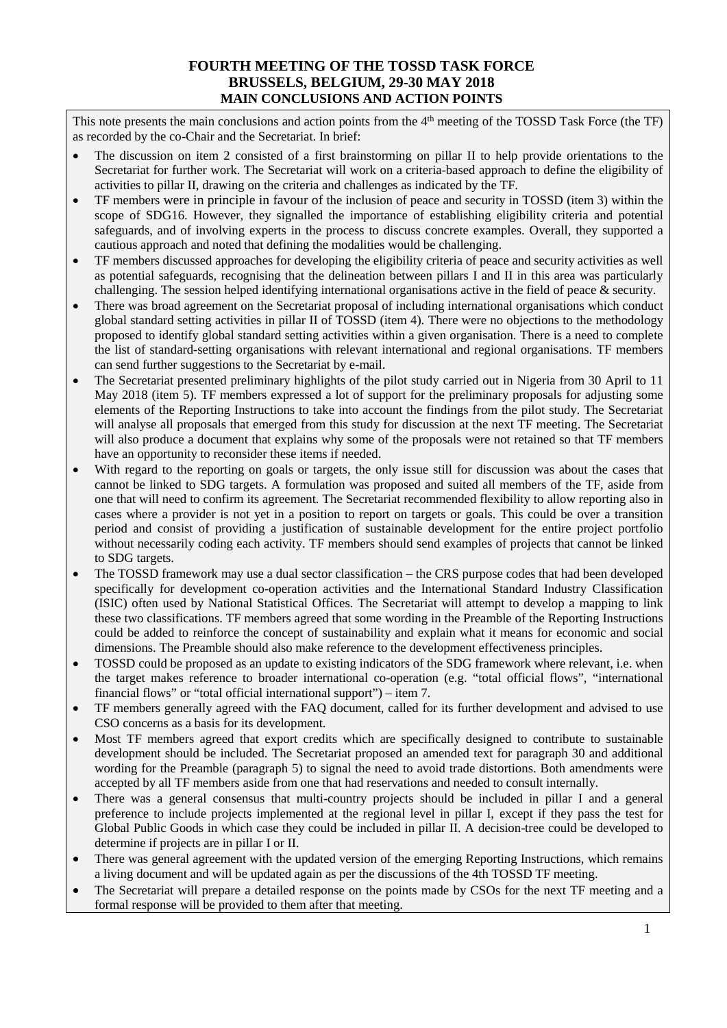# FOURTH MEETING OF THE TOSSD TASK FORCE
# BRUSSELS, BELGIUM, 29-30 MAY 2018
# MAIN CONCLUSIONS AND ACTION POINTS

This note presents the main conclusions and action points from the 4th meeting of the TOSSD Task Force (the TF) as recorded by the co-Chair and the Secretariat. In brief:

- The discussion on item 2 consisted of a first brainstorming on pillar II to help provide orientations to the Secretariat for further work. The Secretariat will work on a criteria-based approach to define the eligibility of activities to pillar II, drawing on the criteria and challenges as indicated by the TF.
- TF members were in principle in favour of the inclusion of peace and security in TOSSD (item 3) within the scope of SDG16. However, they signalled the importance of establishing eligibility criteria and potential safeguards, and of involving experts in the process to discuss concrete examples. Overall, they supported a cautious approach and noted that defining the modalities would be challenging.
- TF members discussed approaches for developing the eligibility criteria of peace and security activities as well as potential safeguards, recognising that the delineation between pillars I and II in this area was particularly challenging. The session helped identifying international organisations active in the field of peace & security.
- There was broad agreement on the Secretariat proposal of including international organisations which conduct global standard setting activities in pillar II of TOSSD (item 4). There were no objections to the methodology proposed to identify global standard setting activities within a given organisation. There is a need to complete the list of standard-setting organisations with relevant international and regional organisations. TF members can send further suggestions to the Secretariat by e-mail.
- The Secretariat presented preliminary highlights of the pilot study carried out in Nigeria from 30 April to 11 May 2018 (item 5). TF members expressed a lot of support for the preliminary proposals for adjusting some elements of the Reporting Instructions to take into account the findings from the pilot study. The Secretariat will analyse all proposals that emerged from this study for discussion at the next TF meeting. The Secretariat will also produce a document that explains why some of the proposals were not retained so that TF members have an opportunity to reconsider these items if needed.
- With regard to the reporting on goals or targets, the only issue still for discussion was about the cases that cannot be linked to SDG targets. A formulation was proposed and suited all members of the TF, aside from one that will need to confirm its agreement. The Secretariat recommended flexibility to allow reporting also in cases where a provider is not yet in a position to report on targets or goals. This could be over a transition period and consist of providing a justification of sustainable development for the entire project portfolio without necessarily coding each activity. TF members should send examples of projects that cannot be linked to SDG targets.
- The TOSSD framework may use a dual sector classification – the CRS purpose codes that had been developed specifically for development co-operation activities and the International Standard Industry Classification (ISIC) often used by National Statistical Offices. The Secretariat will attempt to develop a mapping to link these two classifications. TF members agreed that some wording in the Preamble of the Reporting Instructions could be added to reinforce the concept of sustainability and explain what it means for economic and social dimensions. The Preamble should also make reference to the development effectiveness principles.
- TOSSD could be proposed as an update to existing indicators of the SDG framework where relevant, i.e. when the target makes reference to broader international co-operation (e.g. "total official flows", "international financial flows" or "total official international support") – item 7.
- TF members generally agreed with the FAQ document, called for its further development and advised to use CSO concerns as a basis for its development.
- Most TF members agreed that export credits which are specifically designed to contribute to sustainable development should be included. The Secretariat proposed an amended text for paragraph 30 and additional wording for the Preamble (paragraph 5) to signal the need to avoid trade distortions. Both amendments were accepted by all TF members aside from one that had reservations and needed to consult internally.
- There was a general consensus that multi-country projects should be included in pillar I and a general preference to include projects implemented at the regional level in pillar I, except if they pass the test for Global Public Goods in which case they could be included in pillar II. A decision-tree could be developed to determine if projects are in pillar I or II.
- There was general agreement with the updated version of the emerging Reporting Instructions, which remains a living document and will be updated again as per the discussions of the 4th TOSSD TF meeting.
- The Secretariat will prepare a detailed response on the points made by CSOs for the next TF meeting and a formal response will be provided to them after that meeting.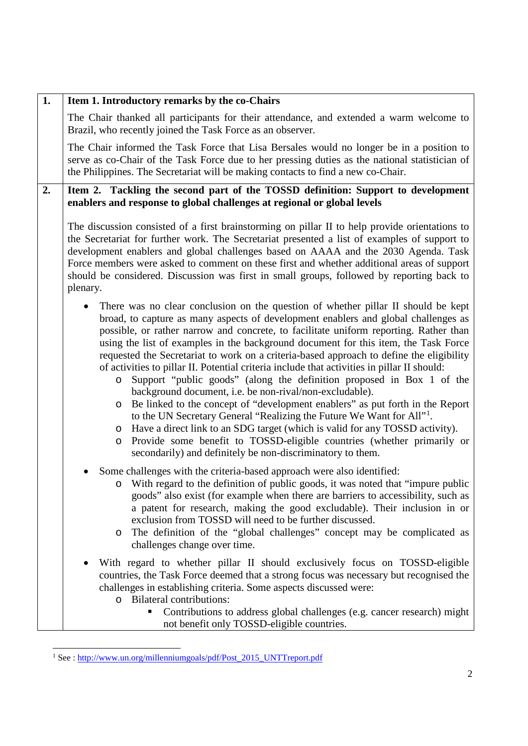| | |
|---|---|
| **1.** | **Item 1. Introductory remarks by the co-Chairs** |

The Chair thanked all participants for their attendance, and extended a warm welcome to Brazil, who recently joined the Task Force as an observer.

The Chair informed the Task Force that Lisa Bersales would no longer be in a position to serve as co-Chair of the Task Force due to her pressing duties as the national statistician of the Philippines. The Secretariat will be making contacts to find a new co-Chair.

| | |
|---|---|
| **2.** | **Item 2. Tackling the second part of the TOSSD definition: Support to development enablers and response to global challenges at regional or global levels** |

The discussion consisted of a first brainstorming on pillar II to help provide orientations to the Secretariat for further work. The Secretariat presented a list of examples of support to development enablers and global challenges based on AAAA and the 2030 Agenda. Task Force members were asked to comment on these first and whether additional areas of support should be considered. Discussion was first in small groups, followed by reporting back to plenary.

- There was no clear conclusion on the question of whether pillar II should be kept broad, to capture as many aspects of development enablers and global challenges as possible, or rather narrow and concrete, to facilitate uniform reporting. Rather than using the list of examples in the background document for this item, the Task Force requested the Secretariat to work on a criteria-based approach to define the eligibility of activities to pillar II. Potential criteria include that activities in pillar II should:
  - Support "public goods" (along the definition proposed in Box 1 of the background document, i.e. be non-rival/non-excludable).
  - Be linked to the concept of "development enablers" as put forth in the Report to the UN Secretary General "Realizing the Future We Want for All"[1].
  - Have a direct link to an SDG target (which is valid for any TOSSD activity).
  - Provide some benefit to TOSSD-eligible countries (whether primarily or secondarily) and definitely be non-discriminatory to them.
- Some challenges with the criteria-based approach were also identified:
  - With regard to the definition of public goods, it was noted that "impure public goods" also exist (for example when there are barriers to accessibility, such as a patent for research, making the good excludable). Their inclusion in or exclusion from TOSSD will need to be further discussed.
  - The definition of the "global challenges" concept may be complicated as challenges change over time.
- With regard to whether pillar II should exclusively focus on TOSSD-eligible countries, the Task Force deemed that a strong focus was necessary but recognised the challenges in establishing criteria. Some aspects discussed were:
  - Bilateral contributions:
    - Contributions to address global challenges (e.g. cancer research) might not benefit only TOSSD-eligible countries.

[1] See : http://www.un.org/millenniumgoals/pdf/Post_2015_UNTTreport.pdf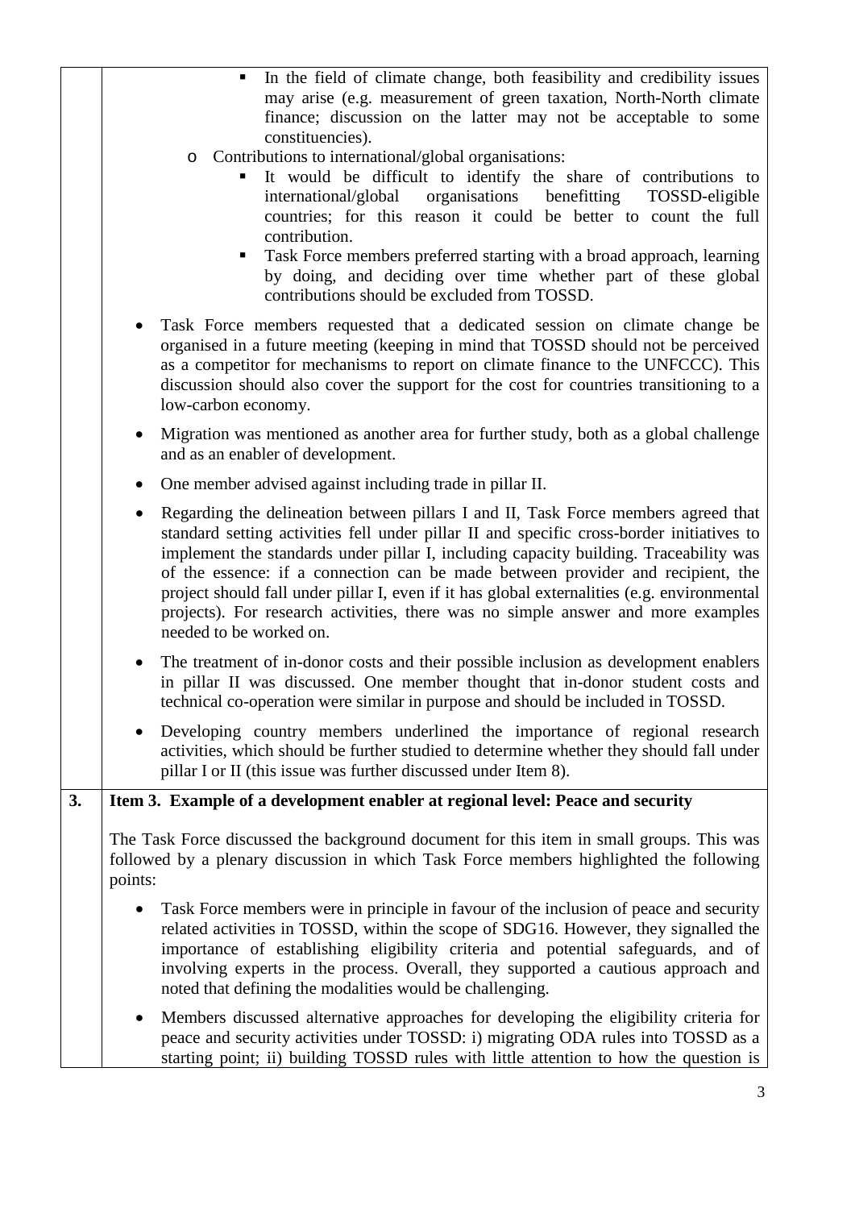- In the field of climate change, both feasibility and credibility issues may arise (e.g. measurement of green taxation, North-North climate finance; discussion on the latter may not be acceptable to some constituencies).
    - Contributions to international/global organisations:
        - It would be difficult to identify the share of contributions to international/global organisations benefitting TOSSD-eligible countries; for this reason it could be better to count the full contribution.
        - Task Force members preferred starting with a broad approach, learning by doing, and deciding over time whether part of these global contributions should be excluded from TOSSD.

- Task Force members requested that a dedicated session on climate change be organised in a future meeting (keeping in mind that TOSSD should not be perceived as a competitor for mechanisms to report on climate finance to the UNFCCC). This discussion should also cover the support for the cost for countries transitioning to a low-carbon economy.

- Migration was mentioned as another area for further study, both as a global challenge and as an enabler of development.

- One member advised against including trade in pillar II.

- Regarding the delineation between pillars I and II, Task Force members agreed that standard setting activities fell under pillar II and specific cross-border initiatives to implement the standards under pillar I, including capacity building. Traceability was of the essence: if a connection can be made between provider and recipient, the project should fall under pillar I, even if it has global externalities (e.g. environmental projects). For research activities, there was no simple answer and more examples needed to be worked on.

- The treatment of in-donor costs and their possible inclusion as development enablers in pillar II was discussed. One member thought that in-donor student costs and technical co-operation were similar in purpose and should be included in TOSSD.

- Developing country members underlined the importance of regional research activities, which should be further studied to determine whether they should fall under pillar I or II (this issue was further discussed under Item 8).

**3. Item 3. Example of a development enabler at regional level: Peace and security**

The Task Force discussed the background document for this item in small groups. This was followed by a plenary discussion in which Task Force members highlighted the following points:

- Task Force members were in principle in favour of the inclusion of peace and security related activities in TOSSD, within the scope of SDG16. However, they signalled the importance of establishing eligibility criteria and potential safeguards, and of involving experts in the process. Overall, they supported a cautious approach and noted that defining the modalities would be challenging.

- Members discussed alternative approaches for developing the eligibility criteria for peace and security activities under TOSSD: i) migrating ODA rules into TOSSD as a starting point; ii) building TOSSD rules with little attention to how the question is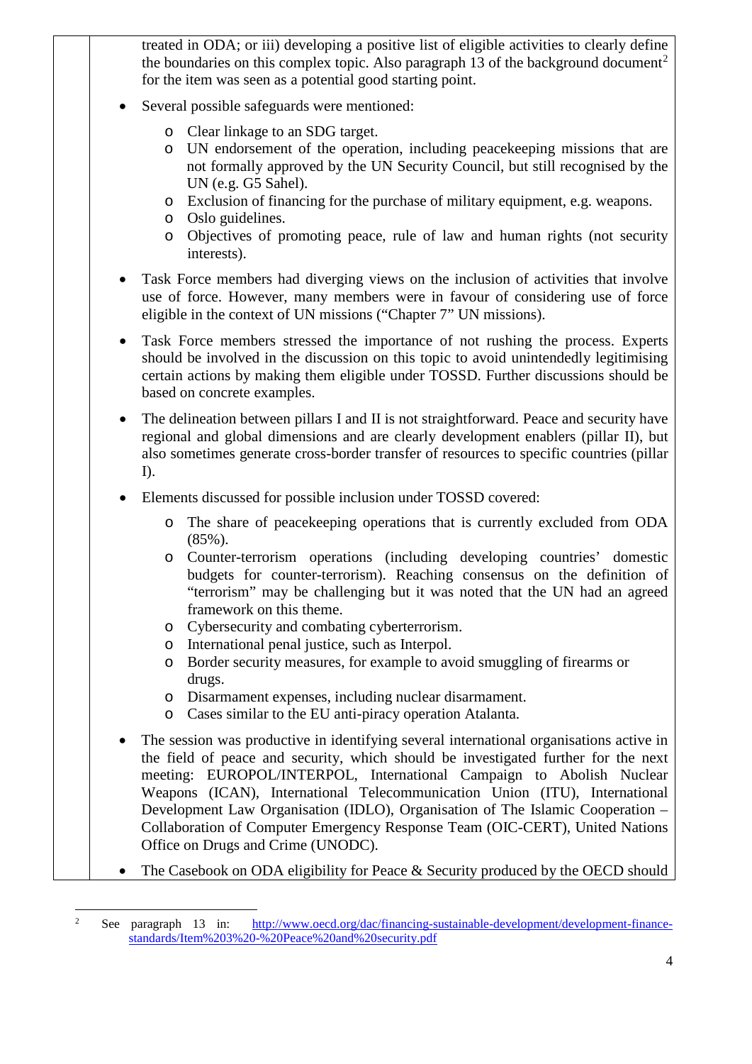treated in ODA; or iii) developing a positive list of eligible activities to clearly define the boundaries on this complex topic. Also paragraph 13 of the background document[2] for the item was seen as a potential good starting point.

- Several possible safeguards were mentioned:
  - Clear linkage to an SDG target.
  - UN endorsement of the operation, including peacekeeping missions that are not formally approved by the UN Security Council, but still recognised by the UN (e.g. G5 Sahel).
  - Exclusion of financing for the purchase of military equipment, e.g. weapons.
  - Oslo guidelines.
  - Objectives of promoting peace, rule of law and human rights (not security interests).
- Task Force members had diverging views on the inclusion of activities that involve use of force. However, many members were in favour of considering use of force eligible in the context of UN missions ("Chapter 7" UN missions).
- Task Force members stressed the importance of not rushing the process. Experts should be involved in the discussion on this topic to avoid unintendedly legitimising certain actions by making them eligible under TOSSD. Further discussions should be based on concrete examples.
- The delineation between pillars I and II is not straightforward. Peace and security have regional and global dimensions and are clearly development enablers (pillar II), but also sometimes generate cross-border transfer of resources to specific countries (pillar I).
- Elements discussed for possible inclusion under TOSSD covered:
  - The share of peacekeeping operations that is currently excluded from ODA (85%).
  - Counter-terrorism operations (including developing countries' domestic budgets for counter-terrorism). Reaching consensus on the definition of "terrorism" may be challenging but it was noted that the UN had an agreed framework on this theme.
  - Cybersecurity and combating cyberterrorism.
  - International penal justice, such as Interpol.
  - Border security measures, for example to avoid smuggling of firearms or drugs.
  - Disarmament expenses, including nuclear disarmament.
  - Cases similar to the EU anti-piracy operation Atalanta.
- The session was productive in identifying several international organisations active in the field of peace and security, which should be investigated further for the next meeting: EUROPOL/INTERPOL, International Campaign to Abolish Nuclear Weapons (ICAN), International Telecommunication Union (ITU), International Development Law Organisation (IDLO), Organisation of The Islamic Cooperation – Collaboration of Computer Emergency Response Team (OIC-CERT), United Nations Office on Drugs and Crime (UNODC).
- The Casebook on ODA eligibility for Peace & Security produced by the OECD should

---

[2] See paragraph 13 in: http://www.oecd.org/dac/financing-sustainable-development/development-finance-standards/Item%203%20-%20Peace%20and%20security.pdf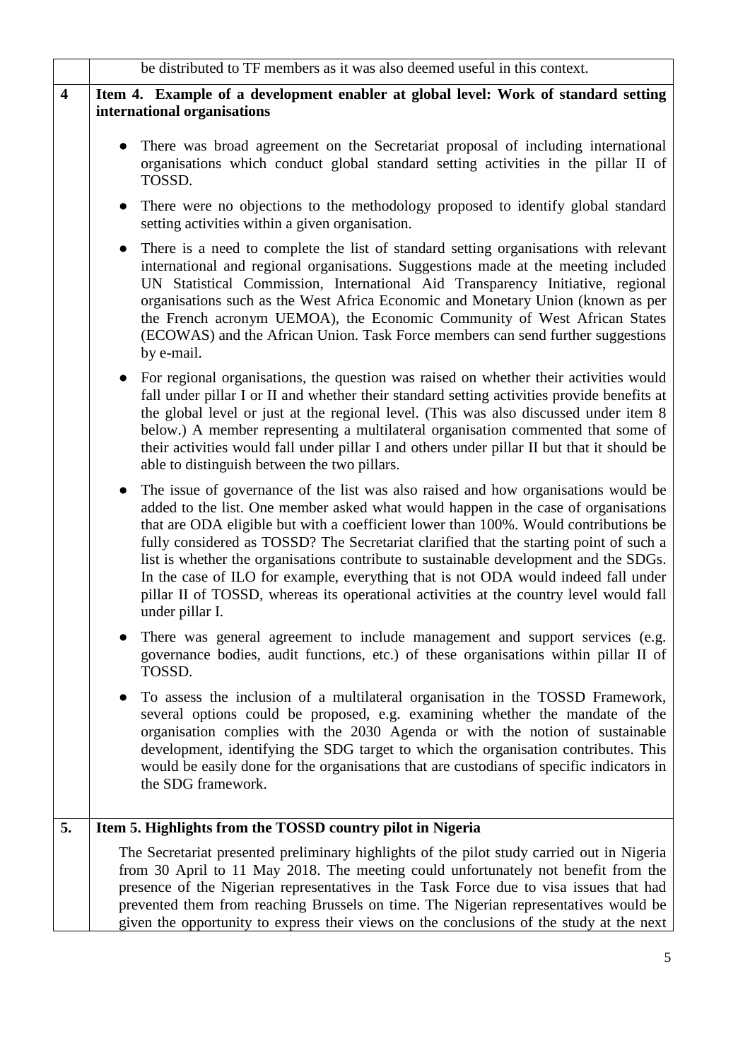| | |
|---|---|
| | be distributed to TF members as it was also deemed useful in this context. |
| **4** | **Item 4. Example of a development enabler at global level: Work of standard setting international organisations**<br><br>● There was broad agreement on the Secretariat proposal of including international organisations which conduct global standard setting activities in the pillar II of TOSSD.<br><br>● There were no objections to the methodology proposed to identify global standard setting activities within a given organisation.<br><br>● There is a need to complete the list of standard setting organisations with relevant international and regional organisations. Suggestions made at the meeting included UN Statistical Commission, International Aid Transparency Initiative, regional organisations such as the West Africa Economic and Monetary Union (known as per the French acronym UEMOA), the Economic Community of West African States (ECOWAS) and the African Union. Task Force members can send further suggestions by e-mail.<br><br>● For regional organisations, the question was raised on whether their activities would fall under pillar I or II and whether their standard setting activities provide benefits at the global level or just at the regional level. (This was also discussed under item 8 below.) A member representing a multilateral organisation commented that some of their activities would fall under pillar I and others under pillar II but that it should be able to distinguish between the two pillars.<br><br>● The issue of governance of the list was also raised and how organisations would be added to the list. One member asked what would happen in the case of organisations that are ODA eligible but with a coefficient lower than 100%. Would contributions be fully considered as TOSSD? The Secretariat clarified that the starting point of such a list is whether the organisations contribute to sustainable development and the SDGs. In the case of ILO for example, everything that is not ODA would indeed fall under pillar II of TOSSD, whereas its operational activities at the country level would fall under pillar I.<br><br>● There was general agreement to include management and support services (e.g. governance bodies, audit functions, etc.) of these organisations within pillar II of TOSSD.<br><br>● To assess the inclusion of a multilateral organisation in the TOSSD Framework, several options could be proposed, e.g. examining whether the mandate of the organisation complies with the 2030 Agenda or with the notion of sustainable development, identifying the SDG target to which the organisation contributes. This would be easily done for the organisations that are custodians of specific indicators in the SDG framework. |
| **5.** | **Item 5. Highlights from the TOSSD country pilot in Nigeria**<br><br>The Secretariat presented preliminary highlights of the pilot study carried out in Nigeria from 30 April to 11 May 2018. The meeting could unfortunately not benefit from the presence of the Nigerian representatives in the Task Force due to visa issues that had prevented them from reaching Brussels on time. The Nigerian representatives would be given the opportunity to express their views on the conclusions of the study at the next |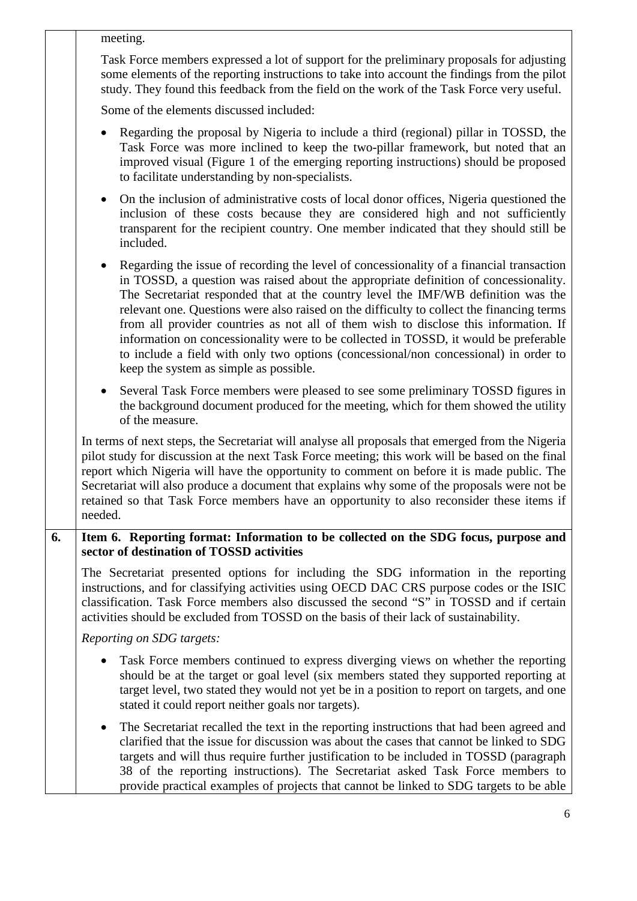meeting.

Task Force members expressed a lot of support for the preliminary proposals for adjusting some elements of the reporting instructions to take into account the findings from the pilot study. They found this feedback from the field on the work of the Task Force very useful.

Some of the elements discussed included:

- Regarding the proposal by Nigeria to include a third (regional) pillar in TOSSD, the Task Force was more inclined to keep the two-pillar framework, but noted that an improved visual (Figure 1 of the emerging reporting instructions) should be proposed to facilitate understanding by non-specialists.
- On the inclusion of administrative costs of local donor offices, Nigeria questioned the inclusion of these costs because they are considered high and not sufficiently transparent for the recipient country. One member indicated that they should still be included.
- Regarding the issue of recording the level of concessionality of a financial transaction in TOSSD, a question was raised about the appropriate definition of concessionality. The Secretariat responded that at the country level the IMF/WB definition was the relevant one. Questions were also raised on the difficulty to collect the financing terms from all provider countries as not all of them wish to disclose this information. If information on concessionality were to be collected in TOSSD, it would be preferable to include a field with only two options (concessional/non concessional) in order to keep the system as simple as possible.
- Several Task Force members were pleased to see some preliminary TOSSD figures in the background document produced for the meeting, which for them showed the utility of the measure.

In terms of next steps, the Secretariat will analyse all proposals that emerged from the Nigeria pilot study for discussion at the next Task Force meeting; this work will be based on the final report which Nigeria will have the opportunity to comment on before it is made public. The Secretariat will also produce a document that explains why some of the proposals were not be retained so that Task Force members have an opportunity to also reconsider these items if needed.

**6. Item 6. Reporting format: Information to be collected on the SDG focus, purpose and sector of destination of TOSSD activities**

The Secretariat presented options for including the SDG information in the reporting instructions, and for classifying activities using OECD DAC CRS purpose codes or the ISIC classification. Task Force members also discussed the second "S" in TOSSD and if certain activities should be excluded from TOSSD on the basis of their lack of sustainability.

*Reporting on SDG targets:*

- Task Force members continued to express diverging views on whether the reporting should be at the target or goal level (six members stated they supported reporting at target level, two stated they would not yet be in a position to report on targets, and one stated it could report neither goals nor targets).
- The Secretariat recalled the text in the reporting instructions that had been agreed and clarified that the issue for discussion was about the cases that cannot be linked to SDG targets and will thus require further justification to be included in TOSSD (paragraph 38 of the reporting instructions). The Secretariat asked Task Force members to provide practical examples of projects that cannot be linked to SDG targets to be able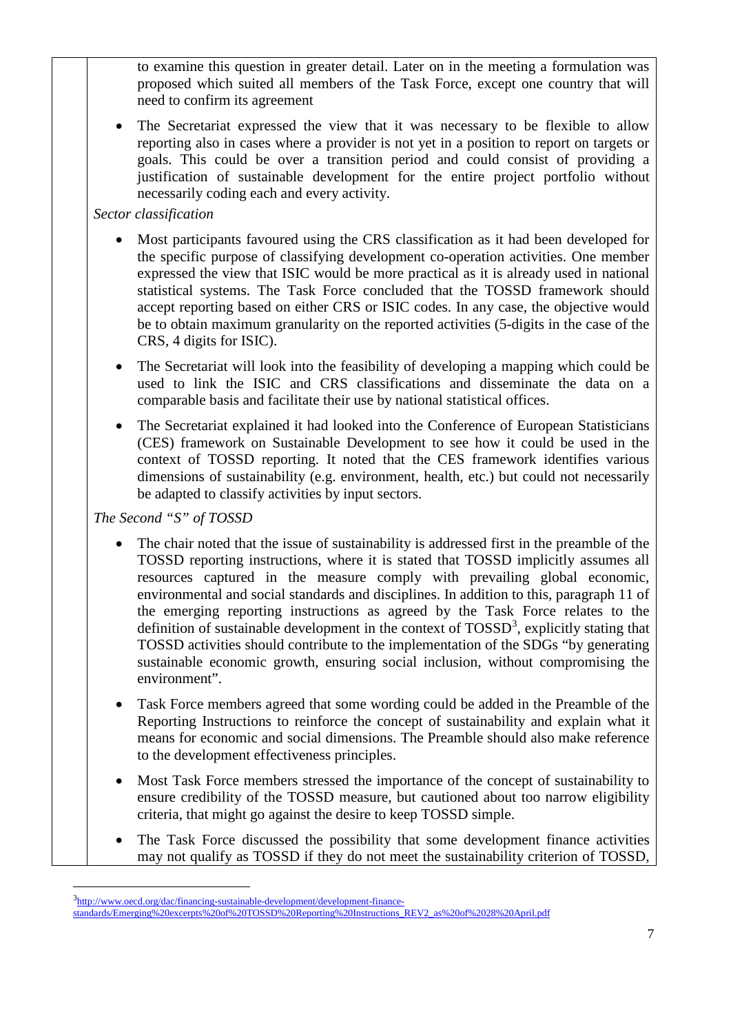to examine this question in greater detail. Later on in the meeting a formulation was proposed which suited all members of the Task Force, except one country that will need to confirm its agreement

- The Secretariat expressed the view that it was necessary to be flexible to allow reporting also in cases where a provider is not yet in a position to report on targets or goals. This could be over a transition period and could consist of providing a justification of sustainable development for the entire project portfolio without necessarily coding each and every activity.

*Sector classification*

- Most participants favoured using the CRS classification as it had been developed for the specific purpose of classifying development co-operation activities. One member expressed the view that ISIC would be more practical as it is already used in national statistical systems. The Task Force concluded that the TOSSD framework should accept reporting based on either CRS or ISIC codes. In any case, the objective would be to obtain maximum granularity on the reported activities (5-digits in the case of the CRS, 4 digits for ISIC).

- The Secretariat will look into the feasibility of developing a mapping which could be used to link the ISIC and CRS classifications and disseminate the data on a comparable basis and facilitate their use by national statistical offices.

- The Secretariat explained it had looked into the Conference of European Statisticians (CES) framework on Sustainable Development to see how it could be used in the context of TOSSD reporting. It noted that the CES framework identifies various dimensions of sustainability (e.g. environment, health, etc.) but could not necessarily be adapted to classify activities by input sectors.

*The Second "S" of TOSSD*

- The chair noted that the issue of sustainability is addressed first in the preamble of the TOSSD reporting instructions, where it is stated that TOSSD implicitly assumes all resources captured in the measure comply with prevailing global economic, environmental and social standards and disciplines. In addition to this, paragraph 11 of the emerging reporting instructions as agreed by the Task Force relates to the definition of sustainable development in the context of TOSSD[3], explicitly stating that TOSSD activities should contribute to the implementation of the SDGs "by generating sustainable economic growth, ensuring social inclusion, without compromising the environment".

- Task Force members agreed that some wording could be added in the Preamble of the Reporting Instructions to reinforce the concept of sustainability and explain what it means for economic and social dimensions. The Preamble should also make reference to the development effectiveness principles.

- Most Task Force members stressed the importance of the concept of sustainability to ensure credibility of the TOSSD measure, but cautioned about too narrow eligibility criteria, that might go against the desire to keep TOSSD simple.

- The Task Force discussed the possibility that some development finance activities may not qualify as TOSSD if they do not meet the sustainability criterion of TOSSD,

[3] http://www.oecd.org/dac/financing-sustainable-development/development-finance-standards/Emerging%20excerpts%20of%20TOSSD%20Reporting%20Instructions_REV2_as%20of%2028%20April.pdf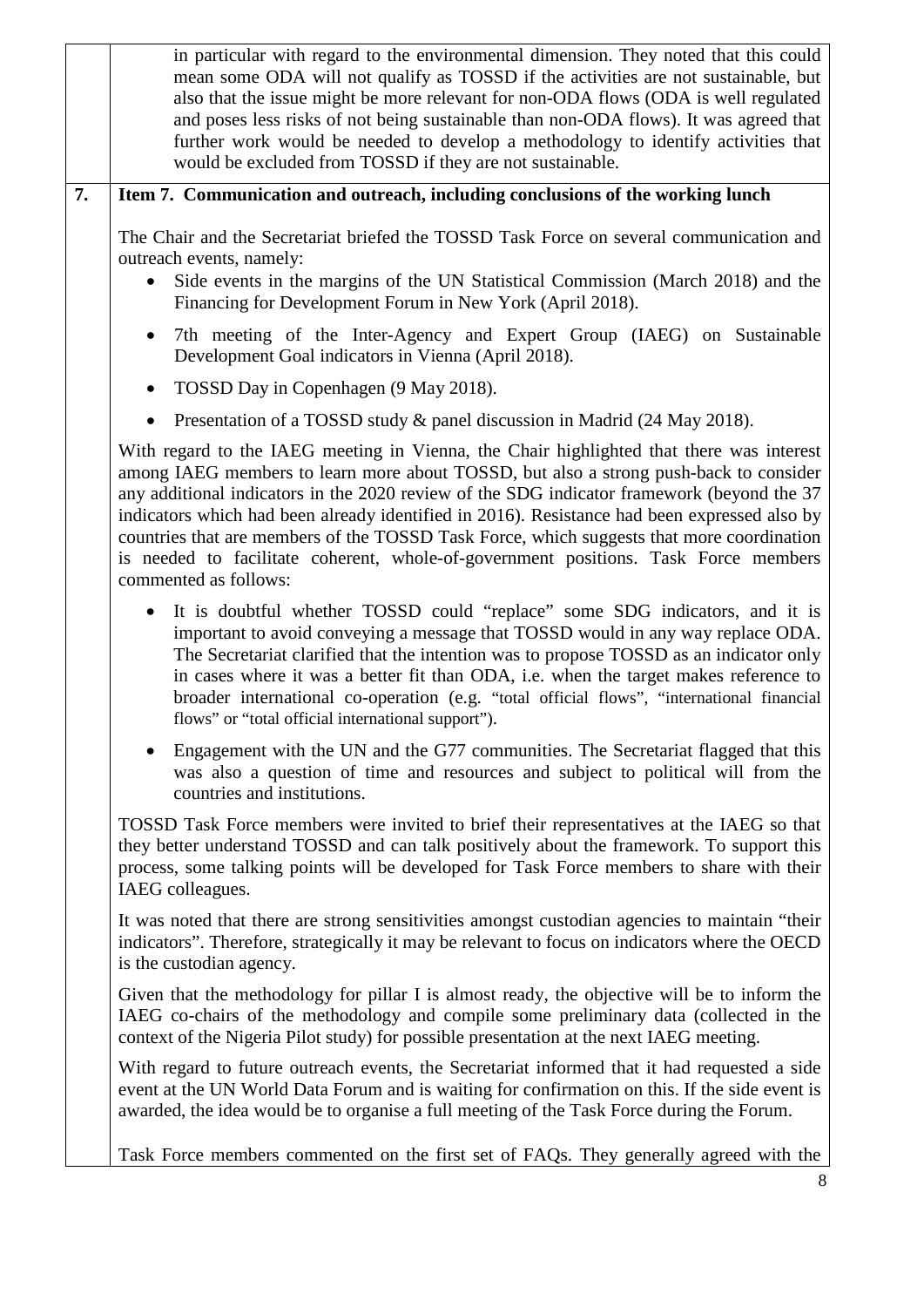in particular with regard to the environmental dimension. They noted that this could mean some ODA will not qualify as TOSSD if the activities are not sustainable, but also that the issue might be more relevant for non-ODA flows (ODA is well regulated and poses less risks of not being sustainable than non-ODA flows). It was agreed that further work would be needed to develop a methodology to identify activities that would be excluded from TOSSD if they are not sustainable.

**7. Item 7. Communication and outreach, including conclusions of the working lunch**

The Chair and the Secretariat briefed the TOSSD Task Force on several communication and outreach events, namely:

- Side events in the margins of the UN Statistical Commission (March 2018) and the Financing for Development Forum in New York (April 2018).
- 7th meeting of the Inter-Agency and Expert Group (IAEG) on Sustainable Development Goal indicators in Vienna (April 2018).
- TOSSD Day in Copenhagen (9 May 2018).
- Presentation of a TOSSD study & panel discussion in Madrid (24 May 2018).

With regard to the IAEG meeting in Vienna, the Chair highlighted that there was interest among IAEG members to learn more about TOSSD, but also a strong push-back to consider any additional indicators in the 2020 review of the SDG indicator framework (beyond the 37 indicators which had been already identified in 2016). Resistance had been expressed also by countries that are members of the TOSSD Task Force, which suggests that more coordination is needed to facilitate coherent, whole-of-government positions. Task Force members commented as follows:

- It is doubtful whether TOSSD could "replace" some SDG indicators, and it is important to avoid conveying a message that TOSSD would in any way replace ODA. The Secretariat clarified that the intention was to propose TOSSD as an indicator only in cases where it was a better fit than ODA, i.e. when the target makes reference to broader international co-operation (e.g. "total official flows", "international financial flows" or "total official international support").
- Engagement with the UN and the G77 communities. The Secretariat flagged that this was also a question of time and resources and subject to political will from the countries and institutions.

TOSSD Task Force members were invited to brief their representatives at the IAEG so that they better understand TOSSD and can talk positively about the framework. To support this process, some talking points will be developed for Task Force members to share with their IAEG colleagues.

It was noted that there are strong sensitivities amongst custodian agencies to maintain "their indicators". Therefore, strategically it may be relevant to focus on indicators where the OECD is the custodian agency.

Given that the methodology for pillar I is almost ready, the objective will be to inform the IAEG co-chairs of the methodology and compile some preliminary data (collected in the context of the Nigeria Pilot study) for possible presentation at the next IAEG meeting.

With regard to future outreach events, the Secretariat informed that it had requested a side event at the UN World Data Forum and is waiting for confirmation on this. If the side event is awarded, the idea would be to organise a full meeting of the Task Force during the Forum.

Task Force members commented on the first set of FAQs. They generally agreed with the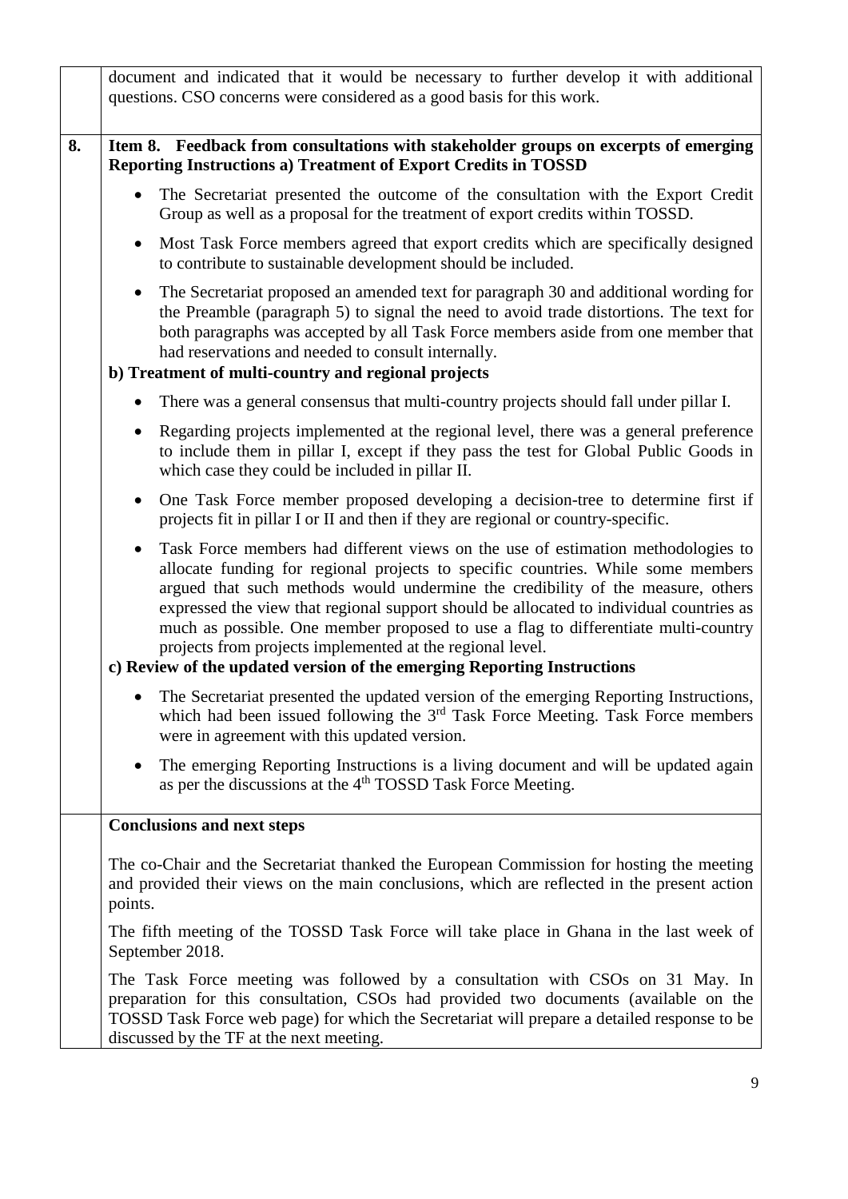document and indicated that it would be necessary to further develop it with additional questions. CSO concerns were considered as a good basis for this work.

**8.** **Item 8. Feedback from consultations with stakeholder groups on excerpts of emerging Reporting Instructions a) Treatment of Export Credits in TOSSD**

- The Secretariat presented the outcome of the consultation with the Export Credit Group as well as a proposal for the treatment of export credits within TOSSD.
- Most Task Force members agreed that export credits which are specifically designed to contribute to sustainable development should be included.
- The Secretariat proposed an amended text for paragraph 30 and additional wording for the Preamble (paragraph 5) to signal the need to avoid trade distortions. The text for both paragraphs was accepted by all Task Force members aside from one member that had reservations and needed to consult internally.

**b) Treatment of multi-country and regional projects**

- There was a general consensus that multi-country projects should fall under pillar I.
- Regarding projects implemented at the regional level, there was a general preference to include them in pillar I, except if they pass the test for Global Public Goods in which case they could be included in pillar II.
- One Task Force member proposed developing a decision-tree to determine first if projects fit in pillar I or II and then if they are regional or country-specific.
- Task Force members had different views on the use of estimation methodologies to allocate funding for regional projects to specific countries. While some members argued that such methods would undermine the credibility of the measure, others expressed the view that regional support should be allocated to individual countries as much as possible. One member proposed to use a flag to differentiate multi-country projects from projects implemented at the regional level.

**c) Review of the updated version of the emerging Reporting Instructions**

- The Secretariat presented the updated version of the emerging Reporting Instructions, which had been issued following the 3rd Task Force Meeting. Task Force members were in agreement with this updated version.
- The emerging Reporting Instructions is a living document and will be updated again as per the discussions at the 4th TOSSD Task Force Meeting.

**Conclusions and next steps**

The co-Chair and the Secretariat thanked the European Commission for hosting the meeting and provided their views on the main conclusions, which are reflected in the present action points.

The fifth meeting of the TOSSD Task Force will take place in Ghana in the last week of September 2018.

The Task Force meeting was followed by a consultation with CSOs on 31 May. In preparation for this consultation, CSOs had provided two documents (available on the TOSSD Task Force web page) for which the Secretariat will prepare a detailed response to be discussed by the TF at the next meeting.